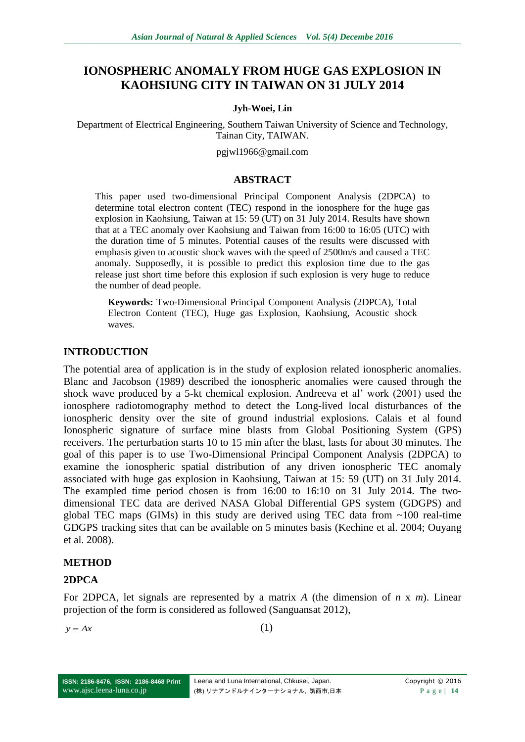# IONOSPHERIC ANOMALY FROM HUGE GAS EXPLOSION IN KAOHSIUNG CITY IN TAIWAN ON 31 JULY 2014

**Jyh-Woei, Lin**

Department of Electrical Engineering, Southern Taiwan University of Science and Technology, Tainan City, TAIWAN.

pgjwl1966@gmail.com

## ABSTRACT

This paper used two-dimensional Principal Component Analysis (2DPCA) to determine total electron content (TEC) respond in the ionosphere for the huge gas explosion in Kaohsiung, Taiwan at 15: 59 (UT) on 31 July 2014. Results have shown that at a TEC anomaly over Kaohsiung and Taiwan from 16:00 to 16:05 (UTC) with the duration time of 5 minutes. Potential causes of the results were discussed with emphasis given to acoustic shock waves with the speed of 2500m/s and caused a TEC anomaly. Supposedly, it is possible to predict this explosion time due to the gas release just short time before this explosion if such explosion is very huge to reduce the number of dead people.

**Keywords:** Two-Dimensional Principal Component Analysis (2DPCA), Total Electron Content (TEC), Huge gas Explosion, Kaohsiung, Acoustic shock waves.

## INTRODUCTION

The potential area of application is in the study of explosion related ionospheric anomalies. Blanc and Jacobson (1989) described the ionospheric anomalies were caused through the shock wave produced by a 5-kt chemical explosion. Andreeva et al' work (2001) used the ionosphere radiotomography method to detect the Long-lived local disturbances of the ionospheric density over the site of ground industrial explosions. Calais et al found Ionospheric signature of surface mine blasts from Global Positioning System (GPS) receivers. The perturbation starts 10 to 15 min after the blast, lasts for about 30 minutes. The goal of this paper is to use Two-Dimensional Principal Component Analysis (2DPCA) to examine the ionospheric spatial distribution of any driven ionospheric TEC anomaly associated with huge gas explosion in Kaohsiung, Taiwan at 15: 59 (UT) on 31 July 2014. The exampled time period chosen is from 16:00 to 16:10 on 31 July 2014. The two-dimensional TEC data are derived NASA Global Differential GPS system (GDGPS) and global TEC maps (GIMs) in this study are derived using TEC data from ~100 real-time GDGPS tracking sites that can be available on 5 minutes basis (Kechine et al. 2004; Ouyang et al. 2008).

## METHOD

### 2DPCA

For 2DPCA, let signals are represented by a matrix $A$ (the dimension of $n$ x $m$). Linear projection of the form is considered as followed (Sanguansat 2012),

$$y = Ax \qquad (1)$$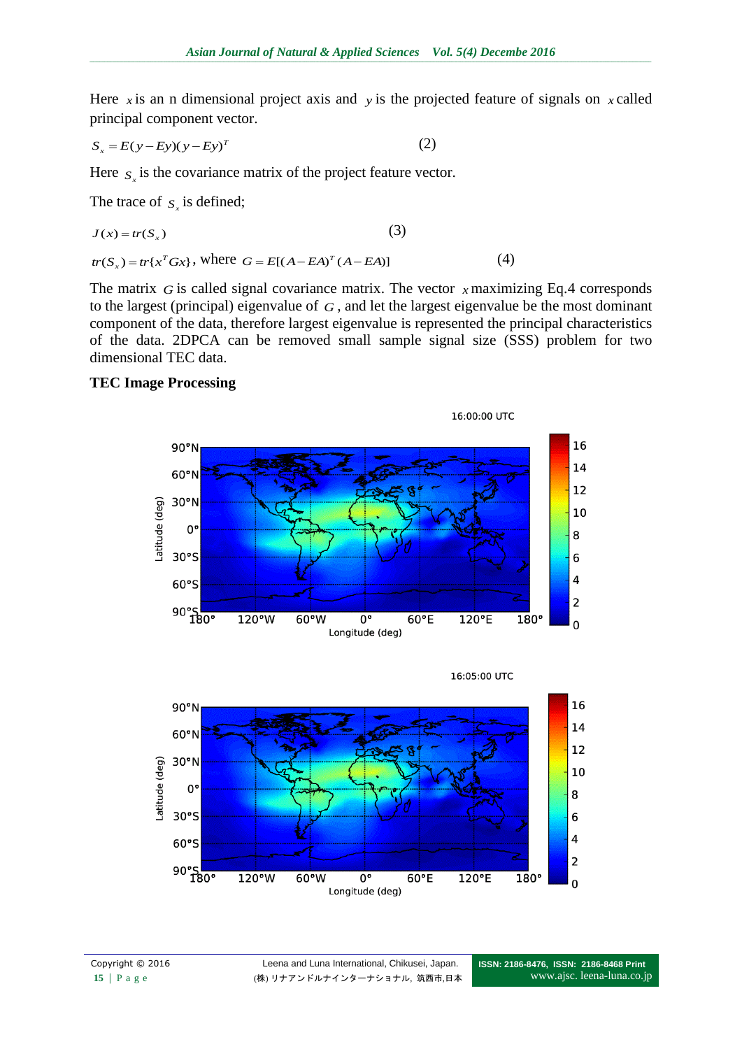Here $x$ is an n dimensional project axis and $y$ is the projected feature of signals on $x$ called principal component vector.

$$S_x = E(y - Ey)(y - Ey)^T \quad (2)$$

Here $S_x$ is the covariance matrix of the project feature vector.

The trace of $S_x$ is defined;

$$J(x) = tr(S_x) \quad (3)$$

$$tr(S_x) = tr\{x^T Gx\}, \text{ where } G = E[(A - EA)^T (A - EA)] \quad (4)$$

The matrix $G$ is called signal covariance matrix. The vector $x$ maximizing Eq.4 corresponds to the largest (principal) eigenvalue of $G$, and let the largest eigenvalue be the most dominant component of the data, therefore largest eigenvalue is represented the principal characteristics of the data. 2DPCA can be removed small sample signal size (SSS) problem for two dimensional TEC data.

**TEC Image Processing**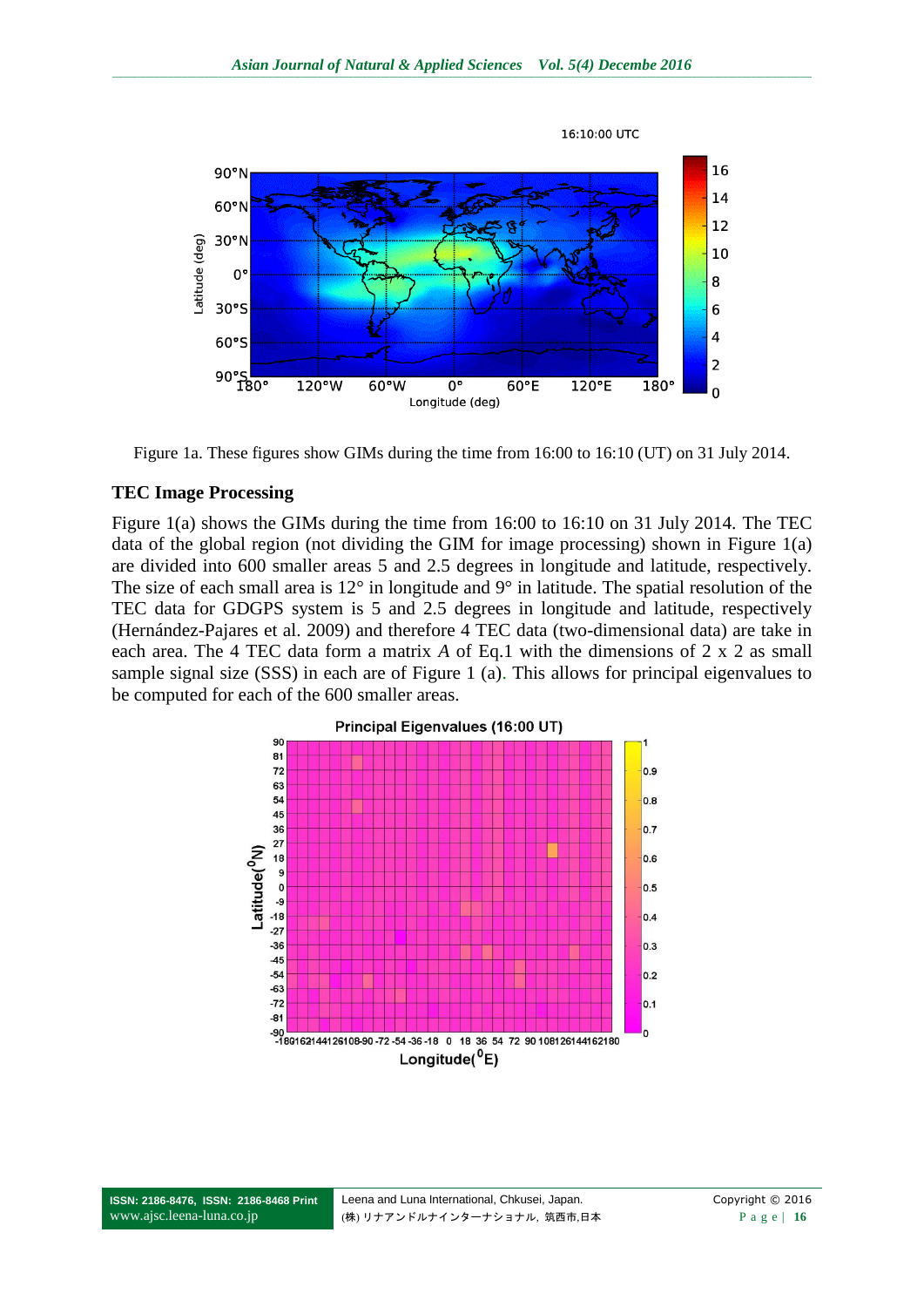Figure 1a. These figures show GIMs during the time from 16:00 to 16:10 (UT) on 31 July 2014.

## TEC Image Processing

Figure 1(a) shows the GIMs during the time from 16:00 to 16:10 on 31 July 2014. The TEC data of the global region (not dividing the GIM for image processing) shown in Figure 1(a) are divided into 600 smaller areas 5 and 2.5 degrees in longitude and latitude, respectively. The size of each small area is 12° in longitude and 9° in latitude. The spatial resolution of the TEC data for GDGPS system is 5 and 2.5 degrees in longitude and latitude, respectively (Hernández-Pajares et al. 2009) and therefore 4 TEC data (two-dimensional data) are take in each area. The 4 TEC data form a matrix *A* of Eq.1 with the dimensions of 2 x 2 as small sample signal size (SSS) in each are of Figure 1 (a). This allows for principal eigenvalues to be computed for each of the 600 smaller areas.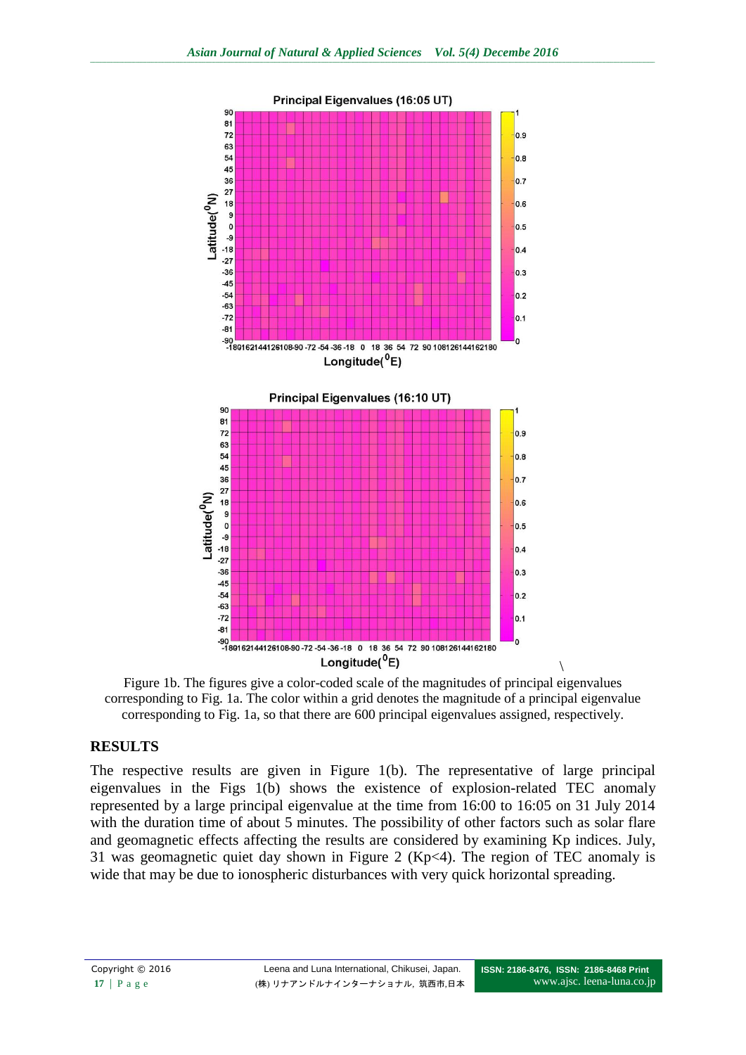Figure 1b. The figures give a color-coded scale of the magnitudes of principal eigenvalues corresponding to Fig. 1a. The color within a grid denotes the magnitude of a principal eigenvalue corresponding to Fig. 1a, so that there are 600 principal eigenvalues assigned, respectively.

## RESULTS

The respective results are given in Figure 1(b). The representative of large principal eigenvalues in the Figs 1(b) shows the existence of explosion-related TEC anomaly represented by a large principal eigenvalue at the time from 16:00 to 16:05 on 31 July 2014 with the duration time of about 5 minutes. The possibility of other factors such as solar flare and geomagnetic effects affecting the results are considered by examining Kp indices. July, 31 was geomagnetic quiet day shown in Figure 2 (Kp<4). The region of TEC anomaly is wide that may be due to ionospheric disturbances with very quick horizontal spreading.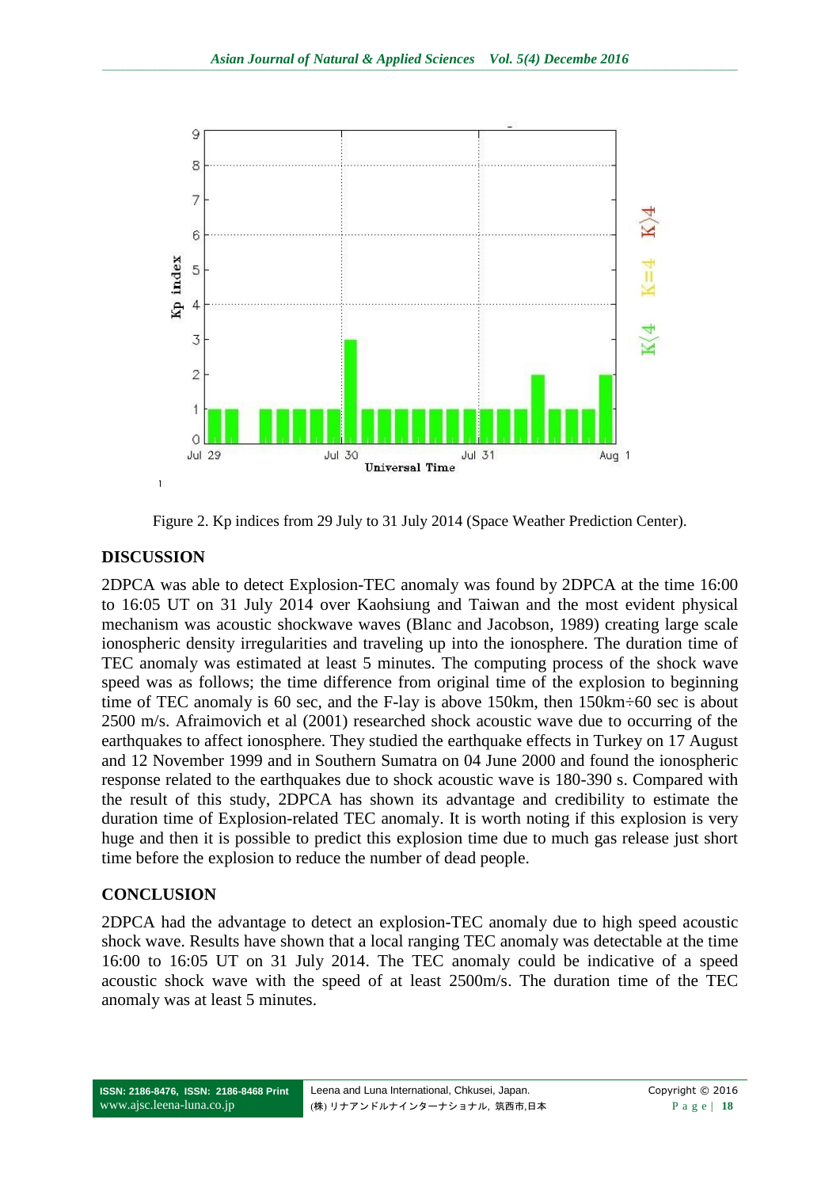Figure 2. Kp indices from 29 July to 31 July 2014 (Space Weather Prediction Center).

## DISCUSSION

2DPCA was able to detect Explosion-TEC anomaly was found by 2DPCA at the time 16:00 to 16:05 UT on 31 July 2014 over Kaohsiung and Taiwan and the most evident physical mechanism was acoustic shockwave waves (Blanc and Jacobson, 1989) creating large scale ionospheric density irregularities and traveling up into the ionosphere. The duration time of TEC anomaly was estimated at least 5 minutes. The computing process of the shock wave speed was as follows; the time difference from original time of the explosion to beginning time of TEC anomaly is 60 sec, and the F-lay is above 150km, then 150km÷60 sec is about 2500 m/s. Afraimovich et al (2001) researched shock acoustic wave due to occurring of the earthquakes to affect ionosphere. They studied the earthquake effects in Turkey on 17 August and 12 November 1999 and in Southern Sumatra on 04 June 2000 and found the ionospheric response related to the earthquakes due to shock acoustic wave is 180-390 s. Compared with the result of this study, 2DPCA has shown its advantage and credibility to estimate the duration time of Explosion-related TEC anomaly. It is worth noting if this explosion is very huge and then it is possible to predict this explosion time due to much gas release just short time before the explosion to reduce the number of dead people.

## CONCLUSION

2DPCA had the advantage to detect an explosion-TEC anomaly due to high speed acoustic shock wave. Results have shown that a local ranging TEC anomaly was detectable at the time 16:00 to 16:05 UT on 31 July 2014. The TEC anomaly could be indicative of a speed acoustic shock wave with the speed of at least 2500m/s. The duration time of the TEC anomaly was at least 5 minutes.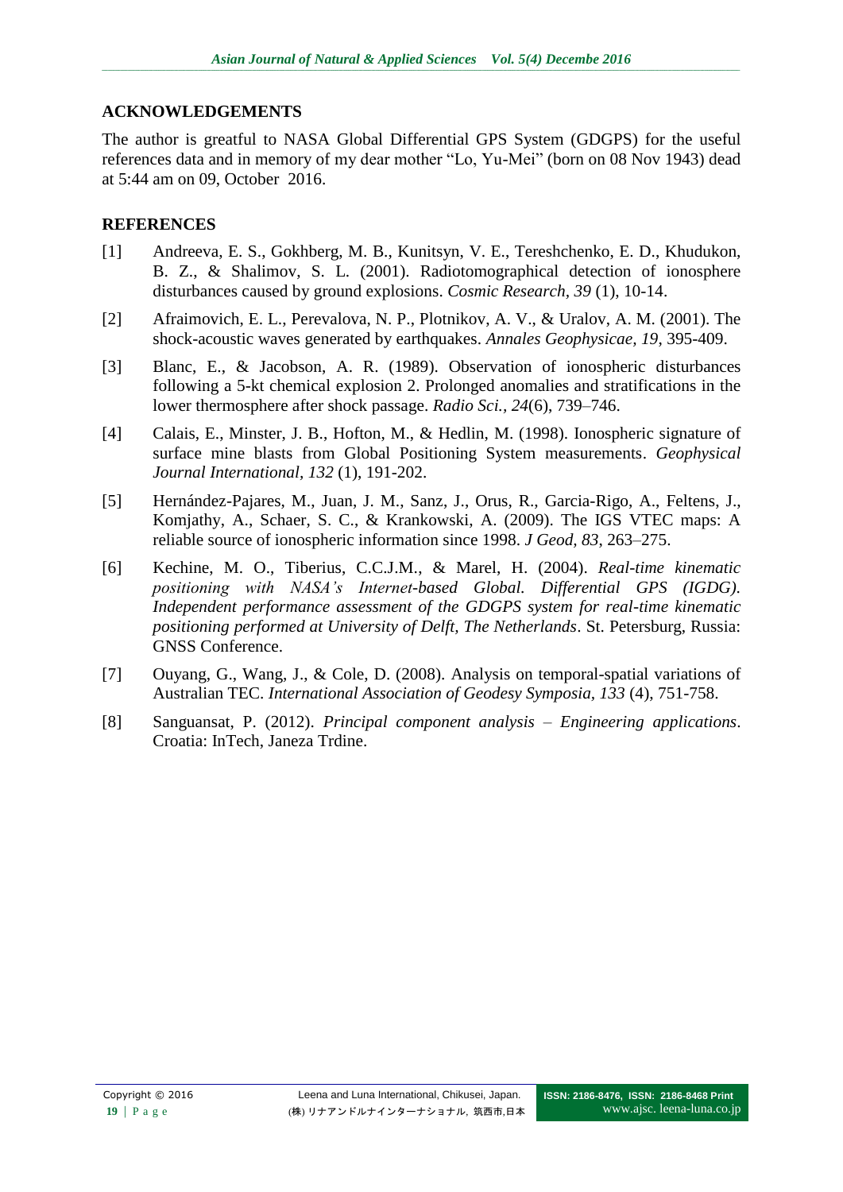## ACKNOWLEDGEMENTS

The author is greatful to NASA Global Differential GPS System (GDGPS) for the useful references data and in memory of my dear mother "Lo, Yu-Mei" (born on 08 Nov 1943) dead at 5:44 am on 09, October 2016.

## REFERENCES

[1] Andreeva, E. S., Gokhberg, M. B., Kunitsyn, V. E., Tereshchenko, E. D., Khudukon, B. Z., & Shalimov, S. L. (2001). Radiotomographical detection of ionosphere disturbances caused by ground explosions. *Cosmic Research, 39* (1), 10-14.

[2] Afraimovich, E. L., Perevalova, N. P., Plotnikov, A. V., & Uralov, A. M. (2001). The shock-acoustic waves generated by earthquakes. *Annales Geophysicae, 19*, 395-409.

[3] Blanc, E., & Jacobson, A. R. (1989). Observation of ionospheric disturbances following a 5-kt chemical explosion 2. Prolonged anomalies and stratifications in the lower thermosphere after shock passage. *Radio Sci., 24*(6), 739–746.

[4] Calais, E., Minster, J. B., Hofton, M., & Hedlin, M. (1998). Ionospheric signature of surface mine blasts from Global Positioning System measurements. *Geophysical Journal International, 132* (1), 191-202.

[5] Hernández-Pajares, M., Juan, J. M., Sanz, J., Orus, R., Garcia-Rigo, A., Feltens, J., Komjathy, A., Schaer, S. C., & Krankowski, A. (2009). The IGS VTEC maps: A reliable source of ionospheric information since 1998. *J Geod, 83*, 263–275.

[6] Kechine, M. O., Tiberius, C.C.J.M., & Marel, H. (2004). *Real-time kinematic positioning with NASA's Internet-based Global. Differential GPS (IGDG). Independent performance assessment of the GDGPS system for real-time kinematic positioning performed at University of Delft, The Netherlands*. St. Petersburg, Russia: GNSS Conference.

[7] Ouyang, G., Wang, J., & Cole, D. (2008). Analysis on temporal-spatial variations of Australian TEC. *International Association of Geodesy Symposia, 133* (4), 751-758.

[8] Sanguansat, P. (2012). *Principal component analysis – Engineering applications*. Croatia: InTech, Janeza Trdine.